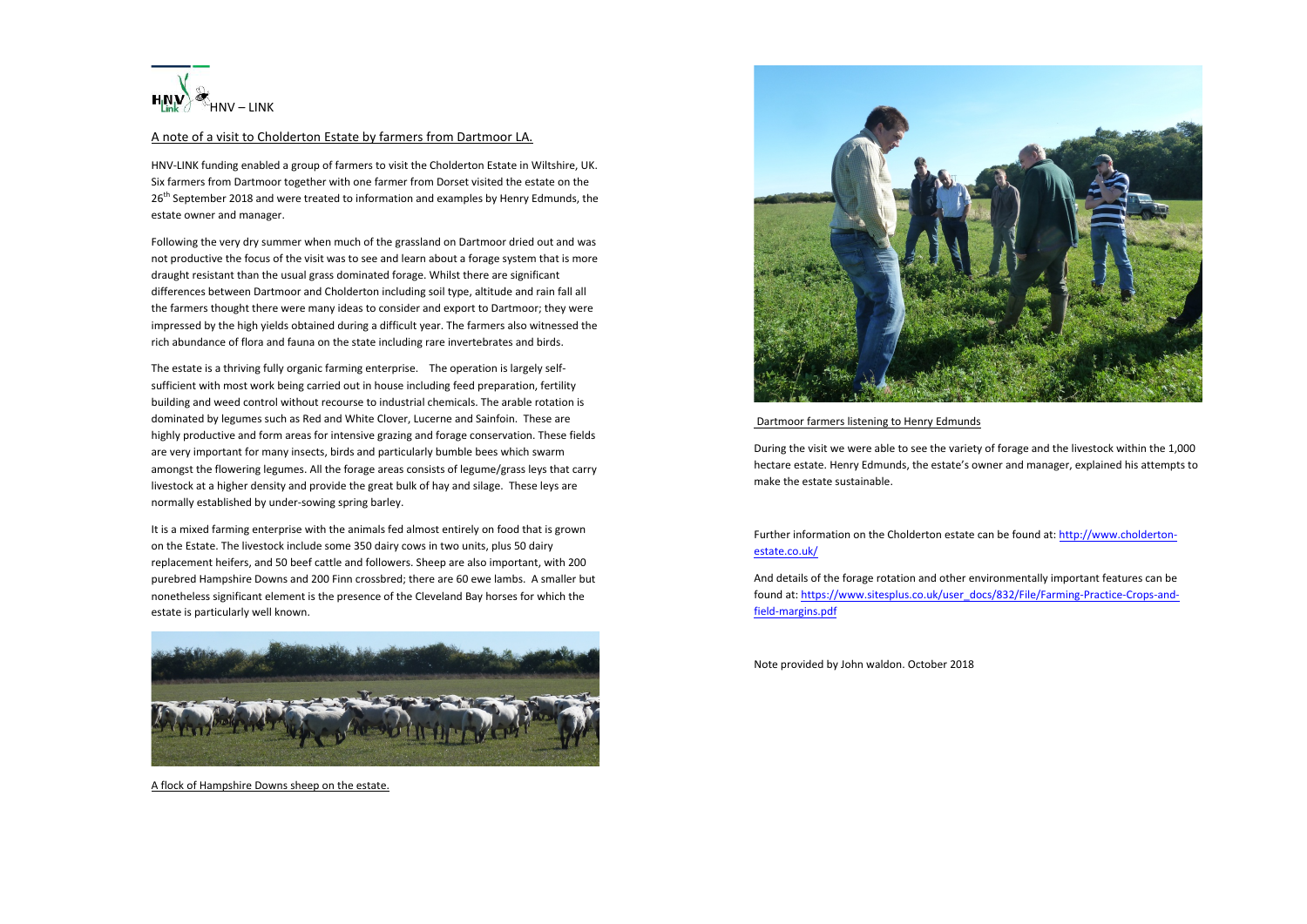HNV – LINK

A note of a visit to Cholderton Estate by farmers from Dartmoor LA.

HNV-LINK funding enabled a group of farmers to visit the Cholderton Estate in Wiltshire, UK. Six farmers from Dartmoor together with one farmer from Dorset visited the estate on the 26th September 2018 and were treated to information and examples by Henry Edmunds, the estate owner and manager.

Following the very dry summer when much of the grassland on Dartmoor dried out and was not productive the focus of the visit was to see and learn about a forage system that is more draught resistant than the usual grass dominated forage. Whilst there are significant differences between Dartmoor and Cholderton including soil type, altitude and rain fall all the farmers thought there were many ideas to consider and export to Dartmoor; they were impressed by the high yields obtained during a difficult year. The farmers also witnessed the rich abundance of flora and fauna on the state including rare invertebrates and birds.

The estate is a thriving fully organic farming enterprise. The operation is largely self-sufficient with most work being carried out in house including feed preparation, fertility building and weed control without recourse to industrial chemicals. The arable rotation is dominated by legumes such as Red and White Clover, Lucerne and Sainfoin. These are highly productive and form areas for intensive grazing and forage conservation. These fields are very important for many insects, birds and particularly bumble bees which swarm amongst the flowering legumes. All the forage areas consists of legume/grass leys that carry livestock at a higher density and provide the great bulk of hay and silage. These leys are normally established by under-sowing spring barley.

It is a mixed farming enterprise with the animals fed almost entirely on food that is grown on the Estate. The livestock include some 350 dairy cows in two units, plus 50 dairy replacement heifers, and 50 beef cattle and followers. Sheep are also important, with 200 purebred Hampshire Downs and 200 Finn crossbred; there are 60 ewe lambs. A smaller but nonetheless significant element is the presence of the Cleveland Bay horses for which the estate is particularly well known.

A flock of Hampshire Downs sheep on the estate.

Dartmoor farmers listening to Henry Edmunds

During the visit we were able to see the variety of forage and the livestock within the 1,000 hectare estate. Henry Edmunds, the estate's owner and manager, explained his attempts to make the estate sustainable.

Further information on the Cholderton estate can be found at: http://www.cholderton-estate.co.uk/

And details of the forage rotation and other environmentally important features can be found at: https://www.sitesplus.co.uk/user_docs/832/File/Farming-Practice-Crops-and-field-margins.pdf

Note provided by John waldon. October 2018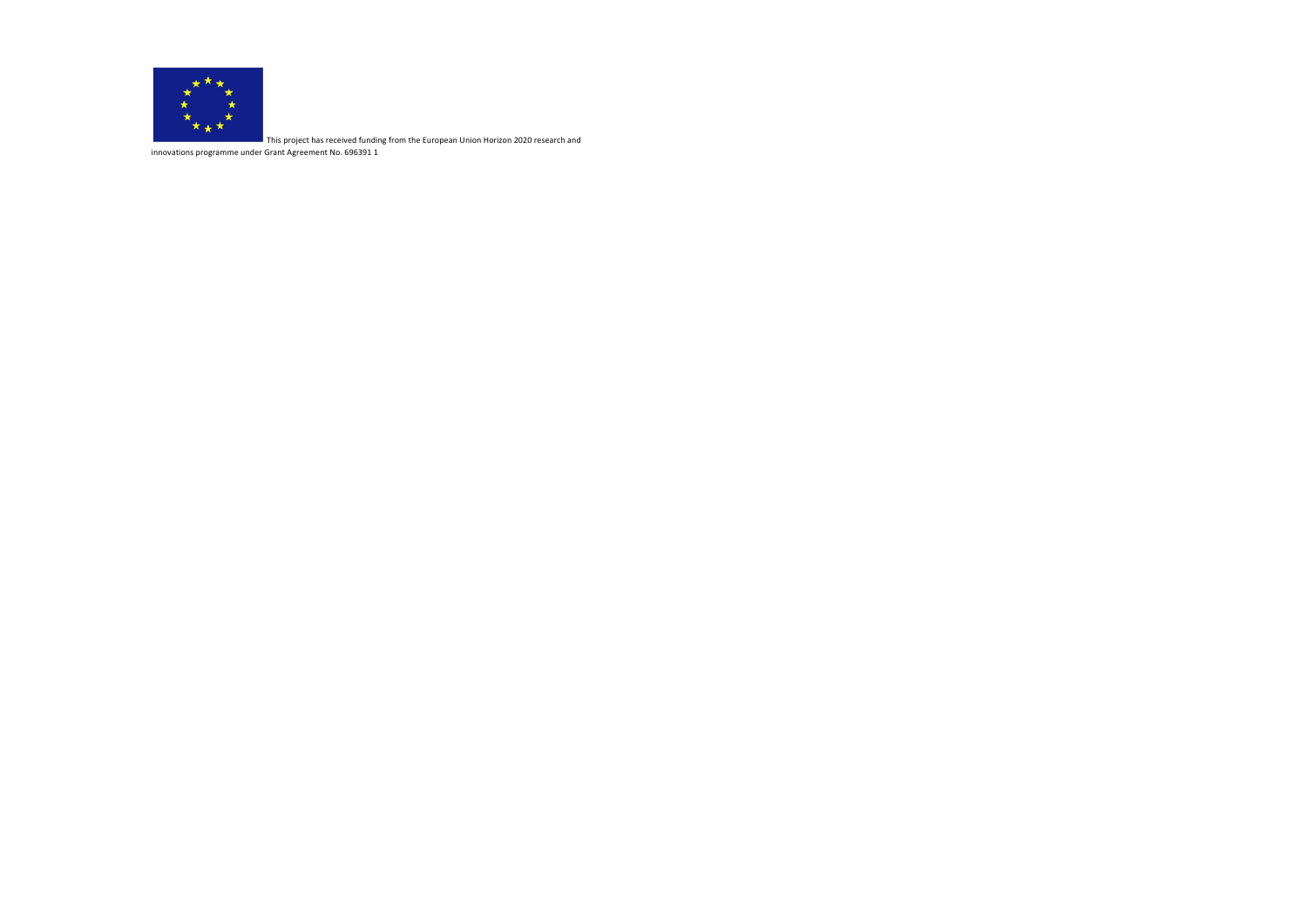This project has received funding from the European Union Horizon 2020 research and innovations programme under Grant Agreement No. 696391 1